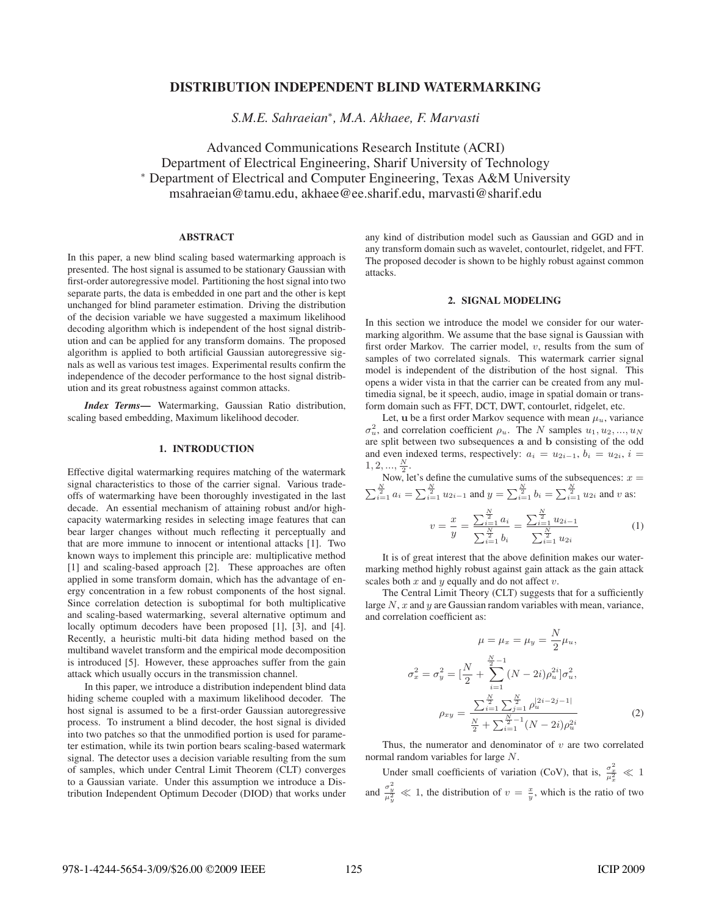# DISTRIBUTION INDEPENDENT BLIND WATERMARKING

*S.M.E. Sahraeian*, M.A. Akhaee, F. Marvasti*

Advanced Communications Research Institute (ACRI)
Department of Electrical Engineering, Sharif University of Technology
* Department of Electrical and Computer Engineering, Texas A&M University
msahraeian@tamu.edu, akhaee@ee.sharif.edu, marvasti@sharif.edu

## ABSTRACT

In this paper, a new blind scaling based watermarking approach is presented. The host signal is assumed to be stationary Gaussian with first-order autoregressive model. Partitioning the host signal into two separate parts, the data is embedded in one part and the other is kept unchanged for blind parameter estimation. Driving the distribution of the decision variable we have suggested a maximum likelihood decoding algorithm which is independent of the host signal distribution and can be applied for any transform domains. The proposed algorithm is applied to both artificial Gaussian autoregressive signals as well as various test images. Experimental results confirm the independence of the decoder performance to the host signal distribution and its great robustness against common attacks.

***Index Terms*—** Watermarking, Gaussian Ratio distribution, scaling based embedding, Maximum likelihood decoder.

## 1. INTRODUCTION

Effective digital watermarking requires matching of the watermark signal characteristics to those of the carrier signal. Various tradeoffs of watermarking have been thoroughly investigated in the last decade. An essential mechanism of attaining robust and/or high-capacity watermarking resides in selecting image features that can bear larger changes without much reflecting it perceptually and that are more immune to innocent or intentional attacks [1]. Two known ways to implement this principle are: multiplicative method [1] and scaling-based approach [2]. These approaches are often applied in some transform domain, which has the advantage of energy concentration in a few robust components of the host signal. Since correlation detection is suboptimal for both multiplicative and scaling-based watermarking, several alternative optimum and locally optimum decoders have been proposed [1], [3], and [4]. Recently, a heuristic multi-bit data hiding method based on the multiband wavelet transform and the empirical mode decomposition is introduced [5]. However, these approaches suffer from the gain attack which usually occurs in the transmission channel.

In this paper, we introduce a distribution independent blind data hiding scheme coupled with a maximum likelihood decoder. The host signal is assumed to be a first-order Gaussian autoregressive process. To instrument a blind decoder, the host signal is divided into two patches so that the unmodified portion is used for parameter estimation, while its twin portion bears scaling-based watermark signal. The detector uses a decision variable resulting from the sum of samples, which under Central Limit Theorem (CLT) converges to a Gaussian variate. Under this assumption we introduce a Distribution Independent Optimum Decoder (DIOD) that works under any kind of distribution model such as Gaussian and GGD and in any transform domain such as wavelet, contourlet, ridgelet, and FFT. The proposed decoder is shown to be highly robust against common attacks.

## 2. SIGNAL MODELING

In this section we introduce the model we consider for our watermarking algorithm. We assume that the base signal is Gaussian with first order Markov. The carrier model, $v$, results from the sum of samples of two correlated signals. This watermark carrier signal model is independent of the distribution of the host signal. This opens a wider vista in that the carrier can be created from any multimedia signal, be it speech, audio, image in spatial domain or transform domain such as FFT, DCT, DWT, contourlet, ridgelet, etc.

Let, $\mathbf{u}$ be a first order Markov sequence with mean $\mu_u$, variance $\sigma_u^2$, and correlation coefficient $\rho_u$. The $N$ samples $u_1, u_2, ..., u_N$ are split between two subsequences $\mathbf{a}$ and $\mathbf{b}$ consisting of the odd and even indexed terms, respectively: $a_i = u_{2i-1}, b_i = u_{2i}, i = 1, 2, ..., \frac{N}{2}$.

Now, let's define the cumulative sums of the subsequences: $x = \sum_{i=1}^{\frac{N}{2}} a_i = \sum_{i=1}^{\frac{N}{2}} u_{2i-1}$ and $y = \sum_{i=1}^{\frac{N}{2}} b_i = \sum_{i=1}^{\frac{N}{2}} u_{2i}$ and $v$ as:

$$v = \frac{x}{y} = \frac{\sum_{i=1}^{\frac{N}{2}} a_i}{\sum_{i=1}^{\frac{N}{2}} b_i} = \frac{\sum_{i=1}^{\frac{N}{2}} u_{2i-1}}{\sum_{i=1}^{\frac{N}{2}} u_{2i}} \tag{1}$$

It is of great interest that the above definition makes our watermarking method highly robust against gain attack as the gain attack scales both $x$ and $y$ equally and do not affect $v$.

The Central Limit Theory (CLT) suggests that for a sufficiently large $N$, $x$ and $y$ are Gaussian random variables with mean, variance, and correlation coefficient as:

$$\mu = \mu_x = \mu_y = \frac{N}{2}\mu_u,$$

$$\sigma_x^2 = \sigma_y^2 = [\frac{N}{2} + \sum_{i=1}^{\frac{N}{2}-1} (N-2i)\rho_u^{2i}]\sigma_u^2,$$

$$\rho_{xy} = \frac{\sum_{i=1}^{\frac{N}{2}} \sum_{j=1}^{\frac{N}{2}} \rho_u^{|2i-2j-1|}}{\frac{N}{2} + \sum_{i=1}^{\frac{N}{2}-1} (N-2i)\rho_u^{2i}} \tag{2}$$

Thus, the numerator and denominator of $v$ are two correlated normal random variables for large $N$.

Under small coefficients of variation (CoV), that is, $\frac{\sigma_x^2}{\mu_x^2} \ll 1$ and $\frac{\sigma_y^2}{\mu_y^2} \ll 1$, the distribution of $v = \frac{x}{y}$, which is the ratio of two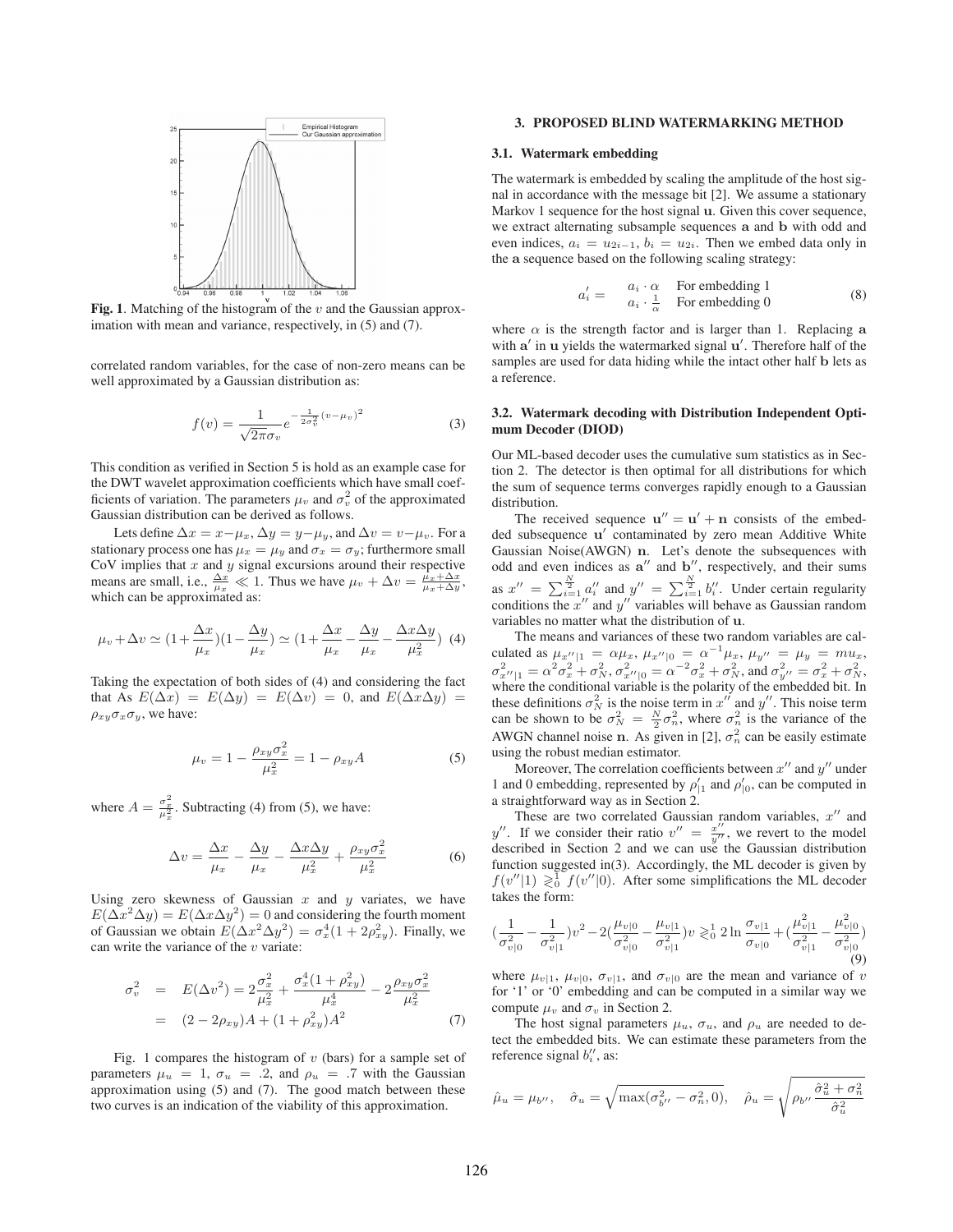**Fig. 1**. Matching of the histogram of the $v$ and the Gaussian approximation with mean and variance, respectively, in (5) and (7).

correlated random variables, for the case of non-zero means can be well approximated by a Gaussian distribution as:

$$f(v) = \frac{1}{\sqrt{2\pi}\sigma_v} e^{-\frac{1}{2\sigma_v^2}(v-\mu_v)^2} \tag{3}$$

This condition as verified in Section 5 is hold as an example case for the DWT wavelet approximation coefficients which have small coefficients of variation. The parameters $\mu_v$ and $\sigma_v^2$ of the approximated Gaussian distribution can be derived as follows.

Lets define $\Delta x = x - \mu_x$, $\Delta y = y - \mu_y$, and $\Delta v = v - \mu_v$. For a stationary process one has $\mu_x = \mu_y$ and $\sigma_x = \sigma_y$; furthermore small CoV implies that $x$ and $y$ signal excursions around their respective means are small, i.e., $\frac{\Delta x}{\mu_x} \ll 1$. Thus we have $\mu_v + \Delta v = \frac{\mu_x + \Delta x}{\mu_x + \Delta y}$, which can be approximated as:

$$\mu_v + \Delta v \simeq (1 + \frac{\Delta x}{\mu_x})(1 - \frac{\Delta y}{\mu_x}) \simeq (1 + \frac{\Delta x}{\mu_x} - \frac{\Delta y}{\mu_x} - \frac{\Delta x \Delta y}{\mu_x^2}) \tag{4}$$

Taking the expectation of both sides of (4) and considering the fact that As $E(\Delta x) = E(\Delta y) = E(\Delta v) = 0$, and $E(\Delta x \Delta y) = \rho_{xy}\sigma_x\sigma_y$, we have:

$$\mu_v = 1 - \frac{\rho_{xy}\sigma_x^2}{\mu_x^2} = 1 - \rho_{xy}A \tag{5}$$

where $A = \frac{\sigma_x^2}{\mu_x^2}$. Subtracting (4) from (5), we have:

$$\Delta v = \frac{\Delta x}{\mu_x} - \frac{\Delta y}{\mu_x} - \frac{\Delta x \Delta y}{\mu_x^2} + \frac{\rho_{xy}\sigma_x^2}{\mu_x^2} \tag{6}$$

Using zero skewness of Gaussian $x$ and $y$ variates, we have $E(\Delta x^2 \Delta y) = E(\Delta x \Delta y^2) = 0$ and considering the fourth moment of Gaussian we obtain $E(\Delta x^2 \Delta y^2) = \sigma_x^4(1 + 2\rho_{xy}^2)$. Finally, we can write the variance of the $v$ variate:

$$\begin{aligned}
\sigma_v^2 &= E(\Delta v^2) = 2\frac{\sigma_x^2}{\mu_x^2} + \frac{\sigma_x^4(1+\rho_{xy}^2)}{\mu_x^4} - 2\frac{\rho_{xy}\sigma_x^2}{\mu_x^2} \\
&= (2 - 2\rho_{xy})A + (1 + \rho_{xy}^2)A^2
\end{aligned} \tag{7}$$

Fig. 1 compares the histogram of $v$ (bars) for a sample set of parameters $\mu_u = 1$, $\sigma_u = .2$, and $\rho_u = .7$ with the Gaussian approximation using (5) and (7). The good match between these two curves is an indication of the viability of this approximation.

## 3. PROPOSED BLIND WATERMARKING METHOD

### 3.1. Watermark embedding

The watermark is embedded by scaling the amplitude of the host signal in accordance with the message bit [2]. We assume a stationary Markov 1 sequence for the host signal $\mathbf{u}$. Given this cover sequence, we extract alternating subsample sequences $\mathbf{a}$ and $\mathbf{b}$ with odd and even indices, $a_i = u_{2i-1}$, $b_i = u_{2i}$. Then we embed data only in the $\mathbf{a}$ sequence based on the following scaling strategy:

$$a_i' = \begin{cases} a_i \cdot \alpha & \text{For embedding 1} \\ a_i \cdot \frac{1}{\alpha} & \text{For embedding 0} \end{cases} \tag{8}$$

where $\alpha$ is the strength factor and is larger than 1. Replacing $\mathbf{a}$ with $\mathbf{a}'$ in $\mathbf{u}$ yields the watermarked signal $\mathbf{u}'$. Therefore half of the samples are used for data hiding while the intact other half $\mathbf{b}$ lets as a reference.

### 3.2. Watermark decoding with Distribution Independent Optimum Decoder (DIOD)

Our ML-based decoder uses the cumulative sum statistics as in Section 2. The detector is then optimal for all distributions for which the sum of sequence terms converges rapidly enough to a Gaussian distribution.

The received sequence $\mathbf{u}'' = \mathbf{u}' + \mathbf{n}$ consists of the embedded subsequence $\mathbf{u}'$ contaminated by zero mean Additive White Gaussian Noise(AWGN) $\mathbf{n}$. Let's denote the subsequences with odd and even indices as $\mathbf{a}''$ and $\mathbf{b}''$, respectively, and their sums as $x'' = \sum_{i=1}^{\frac{N}{2}} a_i''$ and $y'' = \sum_{i=1}^{\frac{N}{2}} b_i''$. Under certain regularity conditions the $x''$ and $y''$ variables will behave as Gaussian random variables no matter what the distribution of $\mathbf{u}$.

The means and variances of these two random variables are calculated as $\mu_{x''|1} = \alpha\mu_x$, $\mu_{x''|0} = \alpha^{-1}\mu_x$, $\mu_{y''} = \mu_y = m u_x$, $\sigma_{x''|1}^2 = \alpha^2\sigma_x^2 + \sigma_N^2$, $\sigma_{x''|0}^2 = \alpha^{-2}\sigma_x^2 + \sigma_N^2$, and $\sigma_{y''}^2 = \sigma_x^2 + \sigma_N^2$, where the conditional variable is the polarity of the embedded bit. In these definitions $\sigma_N^2$ is the noise term in $x''$ and $y''$. This noise term can be shown to be $\sigma_N^2 = \frac{N}{2}\sigma_n^2$, where $\sigma_n^2$ is the variance of the AWGN channel noise $\mathbf{n}$. As given in [2], $\sigma_n^2$ can be easily estimate using the robust median estimator.

Moreover, The correlation coefficients between $x''$ and $y''$ under 1 and 0 embedding, represented by $\rho_{|1}'$ and $\rho_{|0}'$, can be computed in a straightforward way as in Section 2.

These are two correlated Gaussian random variables, $x''$ and $y''$. If we consider their ratio $v'' = \frac{x''}{y''}$, we revert to the model described in Section 2 and we can use the Gaussian distribution function suggested in(3). Accordingly, the ML decoder is given by $f(v''|1) \gtrless_0^1 f(v''|0)$. After some simplifications the ML decoder takes the form:

$$(\frac{1}{\sigma_{v|0}^2} - \frac{1}{\sigma_{v|1}^2})v^2 - 2(\frac{\mu_{v|0}}{\sigma_{v|0}^2} - \frac{\mu_{v|1}}{\sigma_{v|1}^2})v \gtrless_0^1 2\ln\frac{\sigma_{v|1}}{\sigma_{v|0}} + (\frac{\mu_{v|1}^2}{\sigma_{v|1}^2} - \frac{\mu_{v|0}^2}{\sigma_{v|0}^2}) \tag{9}$$

where $\mu_{v|1}$, $\mu_{v|0}$, $\sigma_{v|1}$, and $\sigma_{v|0}$ are the mean and variance of $v$ for '1' or '0' embedding and can be computed in a similar way we compute $\mu_v$ and $\sigma_v$ in Section 2.

The host signal parameters $\mu_u$, $\sigma_u$, and $\rho_u$ are needed to detect the embedded bits. We can estimate these parameters from the reference signal $b_i''$, as:

$$\hat{\mu}_u = \mu_{b''}, \quad \hat{\sigma}_u = \sqrt{\max(\sigma_{b''}^2 - \sigma_n^2, 0)}, \quad \hat{\rho}_u = \sqrt{\rho_{b''}\frac{\hat{\sigma}_u^2 + \sigma_n^2}{\hat{\sigma}_u^2}}$$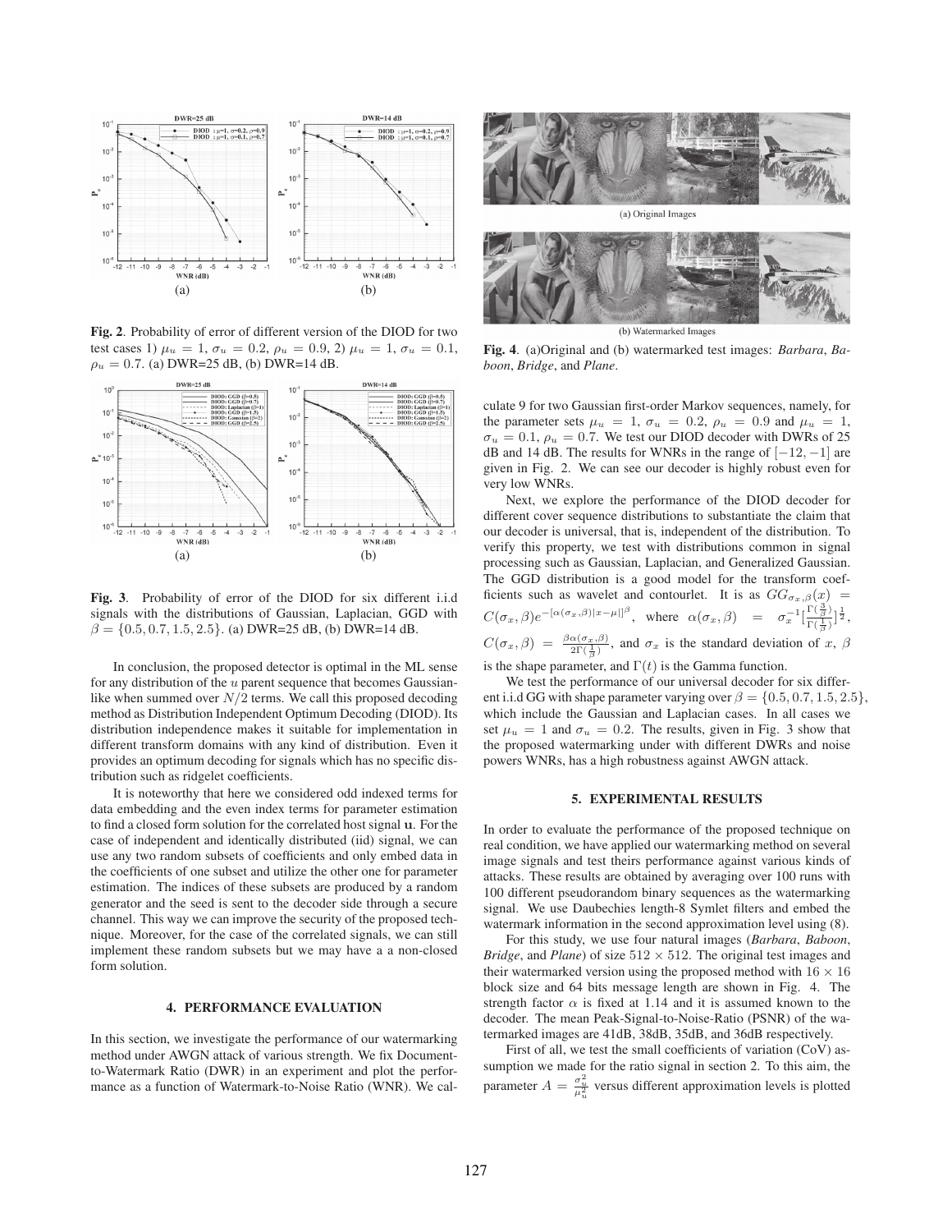**Fig. 2**. Probability of error of different version of the DIOD for two test cases 1) $\mu_u = 1$, $\sigma_u = 0.2$, $\rho_u = 0.9$, 2) $\mu_u = 1$, $\sigma_u = 0.1$, $\rho_u = 0.7$. (a) DWR=25 dB, (b) DWR=14 dB.

**Fig. 3**. Probability of error of the DIOD for six different i.i.d signals with the distributions of Gaussian, Laplacian, GGD with $\beta = \{0.5, 0.7, 1.5, 2.5\}$. (a) DWR=25 dB, (b) DWR=14 dB.

In conclusion, the proposed detector is optimal in the ML sense for any distribution of the $u$ parent sequence that becomes Gaussian-like when summed over $N/2$ terms. We call this proposed decoding method as Distribution Independent Optimum Decoding (DIOD). Its distribution independence makes it suitable for implementation in different transform domains with any kind of distribution. Even it provides an optimum decoding for signals which has no specific distribution such as ridgelet coefficients.

It is noteworthy that here we considered odd indexed terms for data embedding and the even index terms for parameter estimation to find a closed form solution for the correlated host signal $\mathbf{u}$. For the case of independent and identically distributed (iid) signal, we can use any two random subsets of coefficients and only embed data in the coefficients of one subset and utilize the other one for parameter estimation. The indices of these subsets are produced by a random generator and the seed is sent to the decoder side through a secure channel. This way we can improve the security of the proposed technique. Moreover, for the case of the correlated signals, we can still implement these random subsets but we may have a a non-closed form solution.

## 4. PERFORMANCE EVALUATION

In this section, we investigate the performance of our watermarking method under AWGN attack of various strength. We fix Document-to-Watermark Ratio (DWR) in an experiment and plot the performance as a function of Watermark-to-Noise Ratio (WNR). We calculate 9 for two Gaussian first-order Markov sequences, namely, for the parameter sets $\mu_u = 1$, $\sigma_u = 0.2$, $\rho_u = 0.9$ and $\mu_u = 1$, $\sigma_u = 0.1$, $\rho_u = 0.7$. We test our DIOD decoder with DWRs of 25 dB and 14 dB. The results for WNRs in the range of $[-12, -1]$ are given in Fig. 2. We can see our decoder is highly robust even for very low WNRs.

Next, we explore the performance of the DIOD decoder for different cover sequence distributions to substantiate the claim that our decoder is universal, that is, independent of the distribution. To verify this property, we test with distributions common in signal processing such as Gaussian, Laplacian, and Generalized Gaussian. The GGD distribution is a good model for the transform coefficients such as wavelet and contourlet. It is as $GG_{\sigma_x,\beta}(x) = C(\sigma_x, \beta)e^{-[\alpha(\sigma_x,\beta)|x-\mu|]^{\beta}}$, where $\alpha(\sigma_x, \beta) = \sigma_x^{-1}[\frac{\Gamma(\frac{3}{\beta})}{\Gamma(\frac{1}{\beta})}]^{\frac{1}{2}}$, $C(\sigma_x, \beta) = \frac{\beta\alpha(\sigma_x,\beta)}{2\Gamma(\frac{1}{\beta})}$, and $\sigma_x$ is the standard deviation of $x$, $\beta$ is the shape parameter, and $\Gamma(t)$ is the Gamma function.

We test the performance of our universal decoder for six different i.i.d GG with shape parameter varying over $\beta = \{0.5, 0.7, 1.5, 2.5\}$, which include the Gaussian and Laplacian cases. In all cases we set $\mu_u = 1$ and $\sigma_u = 0.2$. The results, given in Fig. 3 show that the proposed watermarking under with different DWRs and noise powers WNRs, has a high robustness against AWGN attack.

**Fig. 4**. (a)Original and (b) watermarked test images: *Barbara*, *Baboon*, *Bridge*, and *Plane*.

## 5. EXPERIMENTAL RESULTS

In order to evaluate the performance of the proposed technique on real condition, we have applied our watermarking method on several image signals and test theirs performance against various kinds of attacks. These results are obtained by averaging over 100 runs with 100 different pseudorandom binary sequences as the watermarking signal. We use Daubechies length-8 Symlet filters and embed the watermark information in the second approximation level using (8).

For this study, we use four natural images (*Barbara*, *Baboon*, *Bridge*, and *Plane*) of size $512 \times 512$. The original test images and their watermarked version using the proposed method with $16 \times 16$ block size and 64 bits message length are shown in Fig. 4. The strength factor $\alpha$ is fixed at 1.14 and it is assumed known to the decoder. The mean Peak-Signal-to-Noise-Ratio (PSNR) of the watermarked images are 41dB, 38dB, 35dB, and 36dB respectively.

First of all, we test the small coefficients of variation (CoV) assumption we made for the ratio signal in section 2. To this aim, the parameter $A = \frac{\sigma_u^2}{\mu_u^2}$ versus different approximation levels is plotted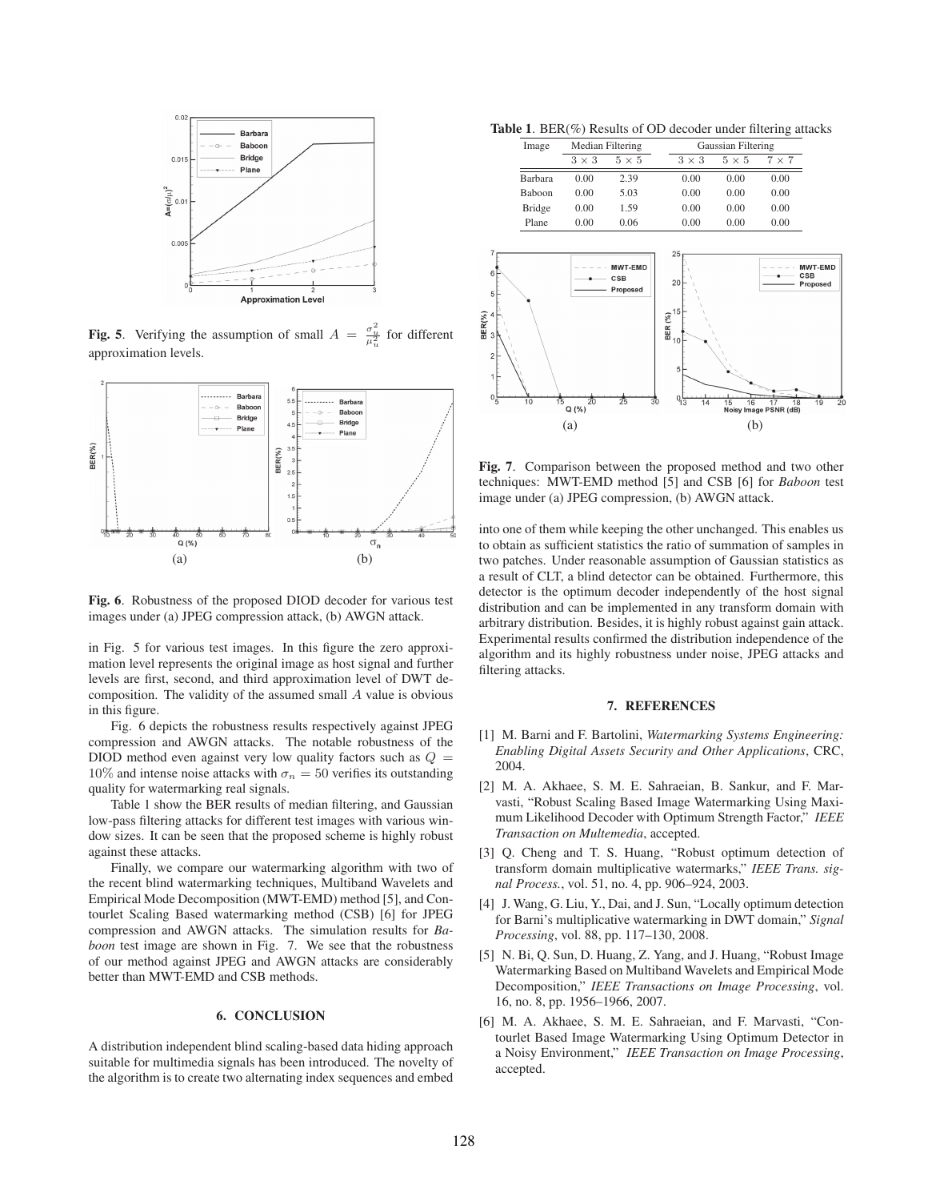0.02

Barbara
Baboon
Bridge
Plane

0.015

$A=(\sigma/\mu)^2$

0.01

0.005

0

0 1 2 3

Approximation Level

**Fig. 5**. Verifying the assumption of small $A = \frac{\sigma_u^2}{\mu_u^2}$ for different approximation levels.

BER(%)

Barbara
Baboon
Bridge
Plane

Q (%)

(a)

BER(%)

Barbara
Baboon
Bridge
Plane

$\sigma_n$

(b)

**Fig. 6**. Robustness of the proposed DIOD decoder for various test images under (a) JPEG compression attack, (b) AWGN attack.

in Fig. 5 for various test images. In this figure the zero approximation level represents the original image as host signal and further levels are first, second, and third approximation level of DWT decomposition. The validity of the assumed small $A$ value is obvious in this figure.

Fig. 6 depicts the robustness results respectively against JPEG compression and AWGN attacks. The notable robustness of the DIOD method even against very low quality factors such as $Q = 10\%$ and intense noise attacks with $\sigma_n = 50$ verifies its outstanding quality for watermarking real signals.

Table 1 show the BER results of median filtering, and Gaussian low-pass filtering attacks for different test images with various window sizes. It can be seen that the proposed scheme is highly robust against these attacks.

Finally, we compare our watermarking algorithm with two of the recent blind watermarking techniques, Multiband Wavelets and Empirical Mode Decomposition (MWT-EMD) method [5], and Contourlet Scaling Based watermarking method (CSB) [6] for JPEG compression and AWGN attacks. The simulation results for *Baboon* test image are shown in Fig. 7. We see that the robustness of our method against JPEG and AWGN attacks are considerably better than MWT-EMD and CSB methods.

**Table 1**. BER(%) Results of OD decoder under filtering attacks

| Image | Median Filtering | | Gaussian Filtering | | |
|---|---|---|---|---|---|
| | $3\times3$ | $5\times5$ | $3\times3$ | $5\times5$ | $7\times7$ |
| Barbara | 0.00 | 2.39 | 0.00 | 0.00 | 0.00 |
| Baboon | 0.00 | 5.03 | 0.00 | 0.00 | 0.00 |
| Bridge | 0.00 | 1.59 | 0.00 | 0.00 | 0.00 |
| Plane | 0.00 | 0.06 | 0.00 | 0.00 | 0.00 |

BER(%)

MWT-EMD
CSB
Proposed

Q (%)

(a)

BER (%)

MWT-EMD
CSB
Proposed

Noisy Image PSNR (dB)

(b)

**Fig. 7**. Comparison between the proposed method and two other techniques: MWT-EMD method [5] and CSB [6] for *Baboon* test image under (a) JPEG compression, (b) AWGN attack.

## 6. CONCLUSION

A distribution independent blind scaling-based data hiding approach suitable for multimedia signals has been introduced. The novelty of the algorithm is to create two alternating index sequences and embed into one of them while keeping the other unchanged. This enables us to obtain as sufficient statistics the ratio of summation of samples in two patches. Under reasonable assumption of Gaussian statistics as a result of CLT, a blind detector can be obtained. Furthermore, this detector is the optimum decoder independently of the host signal distribution and can be implemented in any transform domain with arbitrary distribution. Besides, it is highly robust against gain attack. Experimental results confirmed the distribution independence of the algorithm and its highly robustness under noise, JPEG attacks and filtering attacks.

## 7. REFERENCES

[1] M. Barni and F. Bartolini, *Watermarking Systems Engineering: Enabling Digital Assets Security and Other Applications*, CRC, 2004.

[2] M. A. Akhaee, S. M. E. Sahraeian, B. Sankur, and F. Marvasti, "Robust Scaling Based Image Watermarking Using Maximum Likelihood Decoder with Optimum Strength Factor," *IEEE Transaction on Multemedia*, accepted.

[3] Q. Cheng and T. S. Huang, "Robust optimum detection of transform domain multiplicative watermarks," *IEEE Trans. signal Process.*, vol. 51, no. 4, pp. 906–924, 2003.

[4] J. Wang, G. Liu, Y., Dai, and J. Sun, "Locally optimum detection for Barni's multiplicative watermarking in DWT domain," *Signal Processing*, vol. 88, pp. 117–130, 2008.

[5] N. Bi, Q. Sun, D. Huang, Z. Yang, and J. Huang, "Robust Image Watermarking Based on Multiband Wavelets and Empirical Mode Decomposition," *IEEE Transactions on Image Processing*, vol. 16, no. 8, pp. 1956–1966, 2007.

[6] M. A. Akhaee, S. M. E. Sahraeian, and F. Marvasti, "Contourlet Based Image Watermarking Using Optimum Detector in a Noisy Environment," *IEEE Transaction on Image Processing*, accepted.